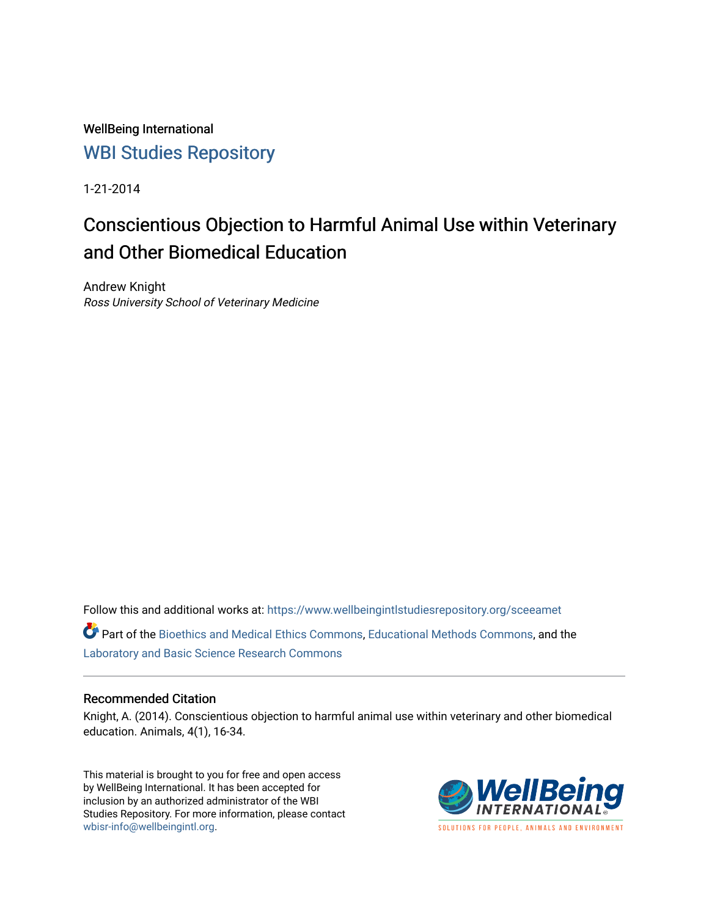WellBeing International

WBI Studies Repository

1-21-2014

# Conscientious Objection to Harmful Animal Use within Veterinary and Other Biomedical Education

Andrew Knight

*Ross University School of Veterinary Medicine*

Follow this and additional works at: https://www.wellbeingintlstudiesrepository.org/sceeamet

Part of the Bioethics and Medical Ethics Commons, Educational Methods Commons, and the Laboratory and Basic Science Research Commons

## Recommended Citation

Knight, A. (2014). Conscientious objection to harmful animal use within veterinary and other biomedical education. Animals, 4(1), 16-34.

This material is brought to you for free and open access by WellBeing International. It has been accepted for inclusion by an authorized administrator of the WBI Studies Repository. For more information, please contact wbisr-info@wellbeingintl.org.

WellBeing INTERNATIONAL

SOLUTIONS FOR PEOPLE, ANIMALS AND ENVIRONMENT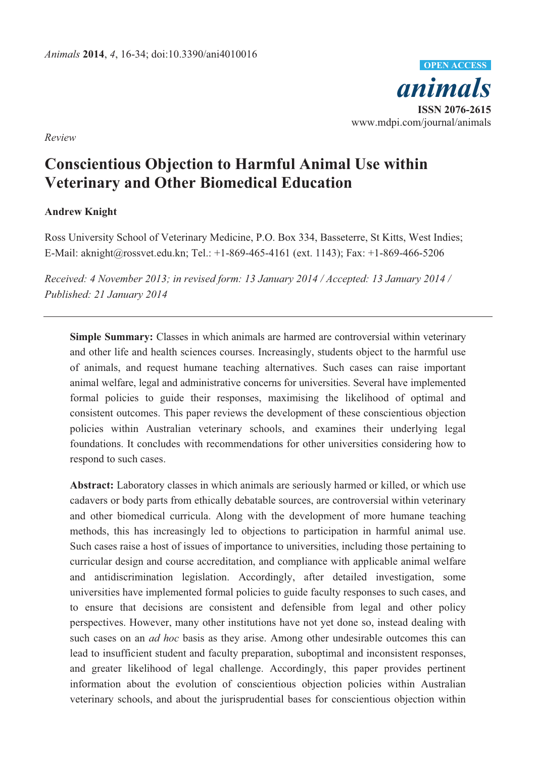Animals **2014**, *4*, 16-34; doi:10.3390/ani4010016

OPEN ACCESS

***animals***

**ISSN 2076-2615**

www.mdpi.com/journal/animals

*Review*

# Conscientious Objection to Harmful Animal Use within Veterinary and Other Biomedical Education

**Andrew Knight**

Ross University School of Veterinary Medicine, P.O. Box 334, Basseterre, St Kitts, West Indies; E-Mail: aknight@rossvet.edu.kn; Tel.: +1-869-465-4161 (ext. 1143); Fax: +1-869-466-5206

*Received: 4 November 2013; in revised form: 13 January 2014 / Accepted: 13 January 2014 / Published: 21 January 2014*

---

**Simple Summary:** Classes in which animals are harmed are controversial within veterinary and other life and health sciences courses. Increasingly, students object to the harmful use of animals, and request humane teaching alternatives. Such cases can raise important animal welfare, legal and administrative concerns for universities. Several have implemented formal policies to guide their responses, maximising the likelihood of optimal and consistent outcomes. This paper reviews the development of these conscientious objection policies within Australian veterinary schools, and examines their underlying legal foundations. It concludes with recommendations for other universities considering how to respond to such cases.

**Abstract:** Laboratory classes in which animals are seriously harmed or killed, or which use cadavers or body parts from ethically debatable sources, are controversial within veterinary and other biomedical curricula. Along with the development of more humane teaching methods, this has increasingly led to objections to participation in harmful animal use. Such cases raise a host of issues of importance to universities, including those pertaining to curricular design and course accreditation, and compliance with applicable animal welfare and antidiscrimination legislation. Accordingly, after detailed investigation, some universities have implemented formal policies to guide faculty responses to such cases, and to ensure that decisions are consistent and defensible from legal and other policy perspectives. However, many other institutions have not yet done so, instead dealing with such cases on an *ad hoc* basis as they arise. Among other undesirable outcomes this can lead to insufficient student and faculty preparation, suboptimal and inconsistent responses, and greater likelihood of legal challenge. Accordingly, this paper provides pertinent information about the evolution of conscientious objection policies within Australian veterinary schools, and about the jurisprudential bases for conscientious objection within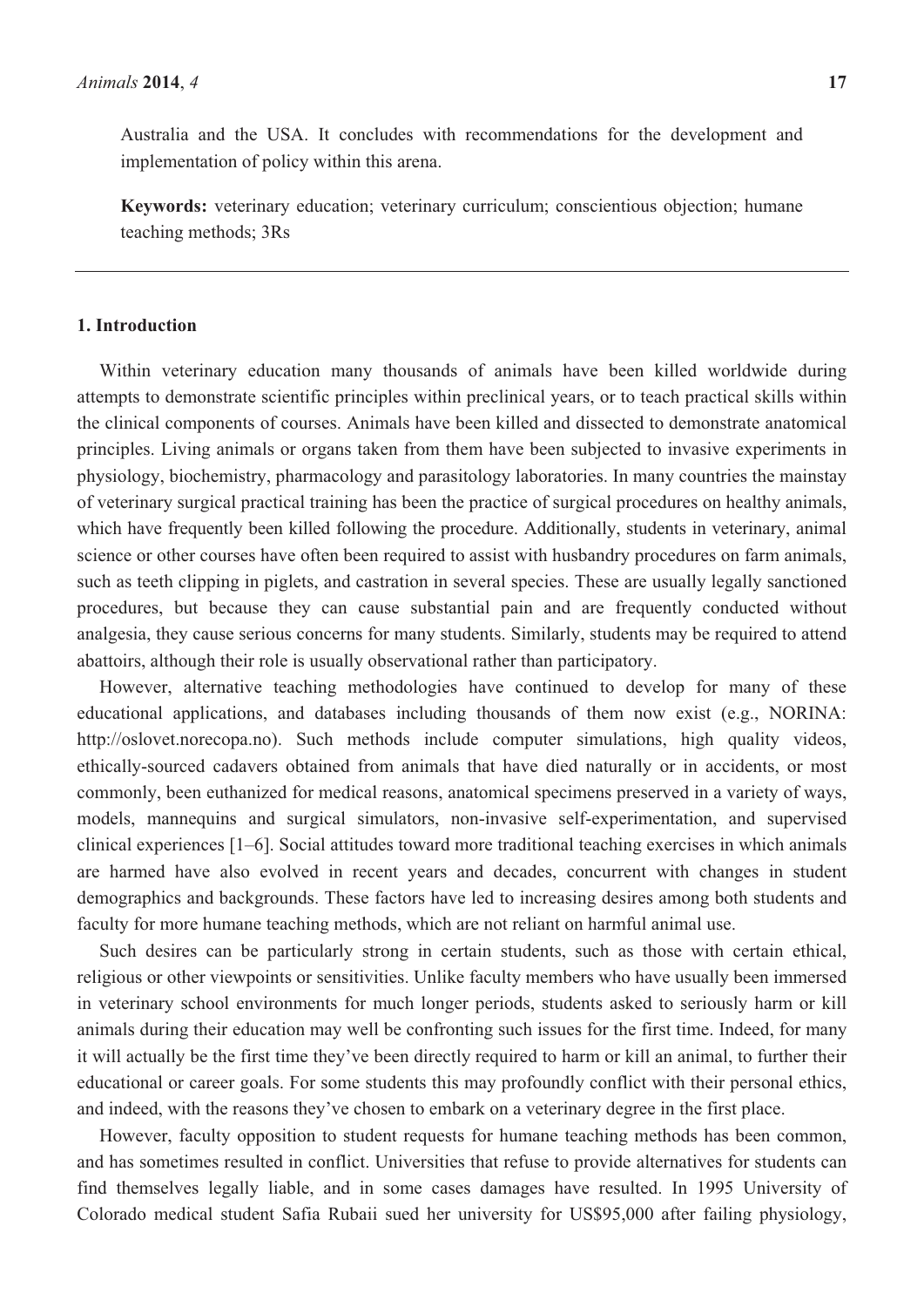Australia and the USA. It concludes with recommendations for the development and implementation of policy within this arena.

**Keywords:** veterinary education; veterinary curriculum; conscientious objection; humane teaching methods; 3Rs

## 1. Introduction

Within veterinary education many thousands of animals have been killed worldwide during attempts to demonstrate scientific principles within preclinical years, or to teach practical skills within the clinical components of courses. Animals have been killed and dissected to demonstrate anatomical principles. Living animals or organs taken from them have been subjected to invasive experiments in physiology, biochemistry, pharmacology and parasitology laboratories. In many countries the mainstay of veterinary surgical practical training has been the practice of surgical procedures on healthy animals, which have frequently been killed following the procedure. Additionally, students in veterinary, animal science or other courses have often been required to assist with husbandry procedures on farm animals, such as teeth clipping in piglets, and castration in several species. These are usually legally sanctioned procedures, but because they can cause substantial pain and are frequently conducted without analgesia, they cause serious concerns for many students. Similarly, students may be required to attend abattoirs, although their role is usually observational rather than participatory.

However, alternative teaching methodologies have continued to develop for many of these educational applications, and databases including thousands of them now exist (e.g., NORINA: http://oslovet.norecopa.no). Such methods include computer simulations, high quality videos, ethically-sourced cadavers obtained from animals that have died naturally or in accidents, or most commonly, been euthanized for medical reasons, anatomical specimens preserved in a variety of ways, models, mannequins and surgical simulators, non-invasive self-experimentation, and supervised clinical experiences [1–6]. Social attitudes toward more traditional teaching exercises in which animals are harmed have also evolved in recent years and decades, concurrent with changes in student demographics and backgrounds. These factors have led to increasing desires among both students and faculty for more humane teaching methods, which are not reliant on harmful animal use.

Such desires can be particularly strong in certain students, such as those with certain ethical, religious or other viewpoints or sensitivities. Unlike faculty members who have usually been immersed in veterinary school environments for much longer periods, students asked to seriously harm or kill animals during their education may well be confronting such issues for the first time. Indeed, for many it will actually be the first time they've been directly required to harm or kill an animal, to further their educational or career goals. For some students this may profoundly conflict with their personal ethics, and indeed, with the reasons they've chosen to embark on a veterinary degree in the first place.

However, faculty opposition to student requests for humane teaching methods has been common, and has sometimes resulted in conflict. Universities that refuse to provide alternatives for students can find themselves legally liable, and in some cases damages have resulted. In 1995 University of Colorado medical student Safia Rubaii sued her university for US$95,000 after failing physiology,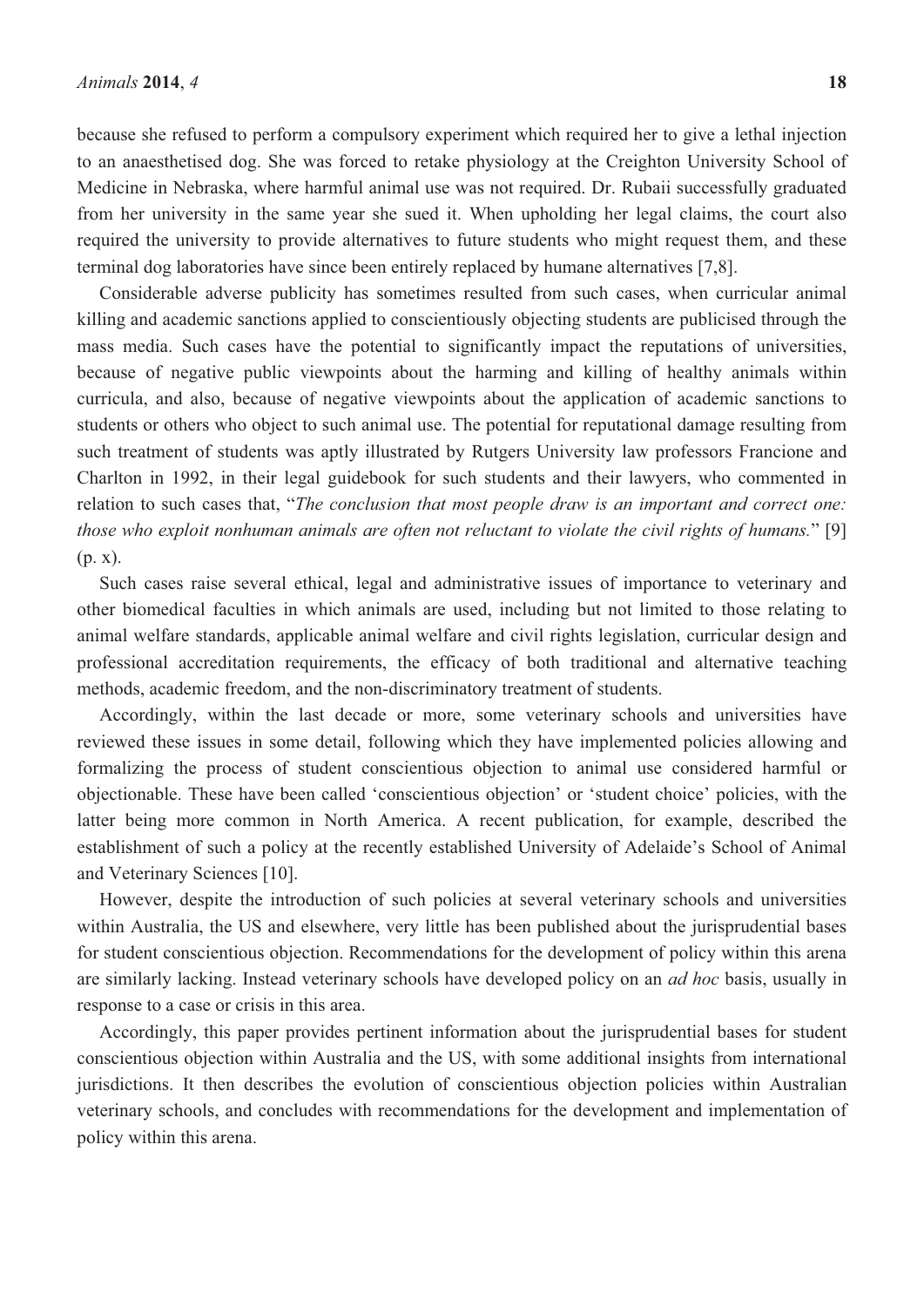because she refused to perform a compulsory experiment which required her to give a lethal injection to an anaesthetised dog. She was forced to retake physiology at the Creighton University School of Medicine in Nebraska, where harmful animal use was not required. Dr. Rubaii successfully graduated from her university in the same year she sued it. When upholding her legal claims, the court also required the university to provide alternatives to future students who might request them, and these terminal dog laboratories have since been entirely replaced by humane alternatives [7,8].

Considerable adverse publicity has sometimes resulted from such cases, when curricular animal killing and academic sanctions applied to conscientiously objecting students are publicised through the mass media. Such cases have the potential to significantly impact the reputations of universities, because of negative public viewpoints about the harming and killing of healthy animals within curricula, and also, because of negative viewpoints about the application of academic sanctions to students or others who object to such animal use. The potential for reputational damage resulting from such treatment of students was aptly illustrated by Rutgers University law professors Francione and Charlton in 1992, in their legal guidebook for such students and their lawyers, who commented in relation to such cases that, "*The conclusion that most people draw is an important and correct one: those who exploit nonhuman animals are often not reluctant to violate the civil rights of humans.*" [9] (p. x).

Such cases raise several ethical, legal and administrative issues of importance to veterinary and other biomedical faculties in which animals are used, including but not limited to those relating to animal welfare standards, applicable animal welfare and civil rights legislation, curricular design and professional accreditation requirements, the efficacy of both traditional and alternative teaching methods, academic freedom, and the non-discriminatory treatment of students.

Accordingly, within the last decade or more, some veterinary schools and universities have reviewed these issues in some detail, following which they have implemented policies allowing and formalizing the process of student conscientious objection to animal use considered harmful or objectionable. These have been called 'conscientious objection' or 'student choice' policies, with the latter being more common in North America. A recent publication, for example, described the establishment of such a policy at the recently established University of Adelaide's School of Animal and Veterinary Sciences [10].

However, despite the introduction of such policies at several veterinary schools and universities within Australia, the US and elsewhere, very little has been published about the jurisprudential bases for student conscientious objection. Recommendations for the development of policy within this arena are similarly lacking. Instead veterinary schools have developed policy on an *ad hoc* basis, usually in response to a case or crisis in this area.

Accordingly, this paper provides pertinent information about the jurisprudential bases for student conscientious objection within Australia and the US, with some additional insights from international jurisdictions. It then describes the evolution of conscientious objection policies within Australian veterinary schools, and concludes with recommendations for the development and implementation of policy within this arena.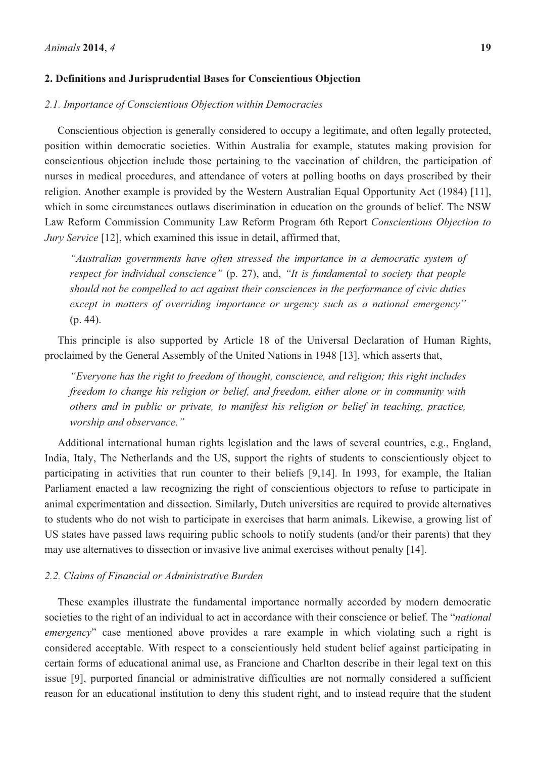## 2. Definitions and Jurisprudential Bases for Conscientious Objection

### *2.1. Importance of Conscientious Objection within Democracies*

Conscientious objection is generally considered to occupy a legitimate, and often legally protected, position within democratic societies. Within Australia for example, statutes making provision for conscientious objection include those pertaining to the vaccination of children, the participation of nurses in medical procedures, and attendance of voters at polling booths on days proscribed by their religion. Another example is provided by the Western Australian Equal Opportunity Act (1984) [11], which in some circumstances outlaws discrimination in education on the grounds of belief. The NSW Law Reform Commission Community Law Reform Program 6th Report *Conscientious Objection to Jury Service* [12], which examined this issue in detail, affirmed that,

> *"Australian governments have often stressed the importance in a democratic system of respect for individual conscience"* (p. 27), and, *"It is fundamental to society that people should not be compelled to act against their consciences in the performance of civic duties except in matters of overriding importance or urgency such as a national emergency"* (p. 44).

This principle is also supported by Article 18 of the Universal Declaration of Human Rights, proclaimed by the General Assembly of the United Nations in 1948 [13], which asserts that,

> *"Everyone has the right to freedom of thought, conscience, and religion; this right includes freedom to change his religion or belief, and freedom, either alone or in community with others and in public or private, to manifest his religion or belief in teaching, practice, worship and observance."*

Additional international human rights legislation and the laws of several countries, e.g., England, India, Italy, The Netherlands and the US, support the rights of students to conscientiously object to participating in activities that run counter to their beliefs [9,14]. In 1993, for example, the Italian Parliament enacted a law recognizing the right of conscientious objectors to refuse to participate in animal experimentation and dissection. Similarly, Dutch universities are required to provide alternatives to students who do not wish to participate in exercises that harm animals. Likewise, a growing list of US states have passed laws requiring public schools to notify students (and/or their parents) that they may use alternatives to dissection or invasive live animal exercises without penalty [14].

### *2.2. Claims of Financial or Administrative Burden*

These examples illustrate the fundamental importance normally accorded by modern democratic societies to the right of an individual to act in accordance with their conscience or belief. The "*national emergency*" case mentioned above provides a rare example in which violating such a right is considered acceptable. With respect to a conscientiously held student belief against participating in certain forms of educational animal use, as Francione and Charlton describe in their legal text on this issue [9], purported financial or administrative difficulties are not normally considered a sufficient reason for an educational institution to deny this student right, and to instead require that the student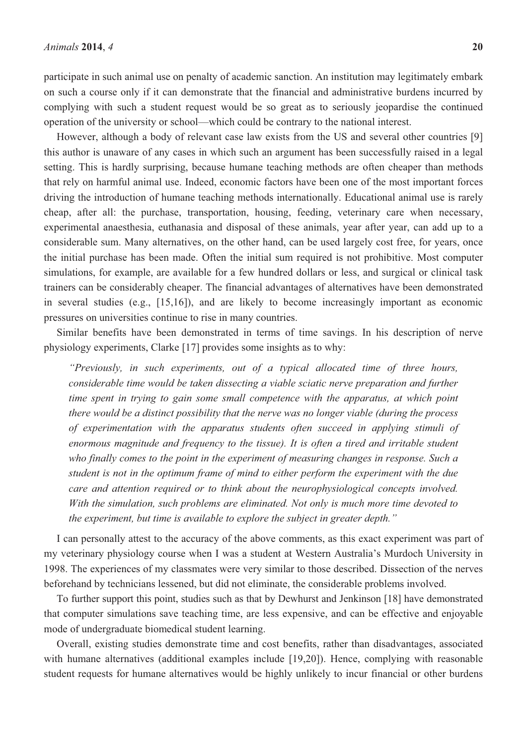participate in such animal use on penalty of academic sanction. An institution may legitimately embark on such a course only if it can demonstrate that the financial and administrative burdens incurred by complying with such a student request would be so great as to seriously jeopardise the continued operation of the university or school—which could be contrary to the national interest.

However, although a body of relevant case law exists from the US and several other countries [9] this author is unaware of any cases in which such an argument has been successfully raised in a legal setting. This is hardly surprising, because humane teaching methods are often cheaper than methods that rely on harmful animal use. Indeed, economic factors have been one of the most important forces driving the introduction of humane teaching methods internationally. Educational animal use is rarely cheap, after all: the purchase, transportation, housing, feeding, veterinary care when necessary, experimental anaesthesia, euthanasia and disposal of these animals, year after year, can add up to a considerable sum. Many alternatives, on the other hand, can be used largely cost free, for years, once the initial purchase has been made. Often the initial sum required is not prohibitive. Most computer simulations, for example, are available for a few hundred dollars or less, and surgical or clinical task trainers can be considerably cheaper. The financial advantages of alternatives have been demonstrated in several studies (e.g., [15,16]), and are likely to become increasingly important as economic pressures on universities continue to rise in many countries.

Similar benefits have been demonstrated in terms of time savings. In his description of nerve physiology experiments, Clarke [17] provides some insights as to why:

> *"Previously, in such experiments, out of a typical allocated time of three hours, considerable time would be taken dissecting a viable sciatic nerve preparation and further time spent in trying to gain some small competence with the apparatus, at which point there would be a distinct possibility that the nerve was no longer viable (during the process of experimentation with the apparatus students often succeed in applying stimuli of enormous magnitude and frequency to the tissue). It is often a tired and irritable student who finally comes to the point in the experiment of measuring changes in response. Such a student is not in the optimum frame of mind to either perform the experiment with the due care and attention required or to think about the neurophysiological concepts involved. With the simulation, such problems are eliminated. Not only is much more time devoted to the experiment, but time is available to explore the subject in greater depth."*

I can personally attest to the accuracy of the above comments, as this exact experiment was part of my veterinary physiology course when I was a student at Western Australia's Murdoch University in 1998. The experiences of my classmates were very similar to those described. Dissection of the nerves beforehand by technicians lessened, but did not eliminate, the considerable problems involved.

To further support this point, studies such as that by Dewhurst and Jenkinson [18] have demonstrated that computer simulations save teaching time, are less expensive, and can be effective and enjoyable mode of undergraduate biomedical student learning.

Overall, existing studies demonstrate time and cost benefits, rather than disadvantages, associated with humane alternatives (additional examples include [19,20]). Hence, complying with reasonable student requests for humane alternatives would be highly unlikely to incur financial or other burdens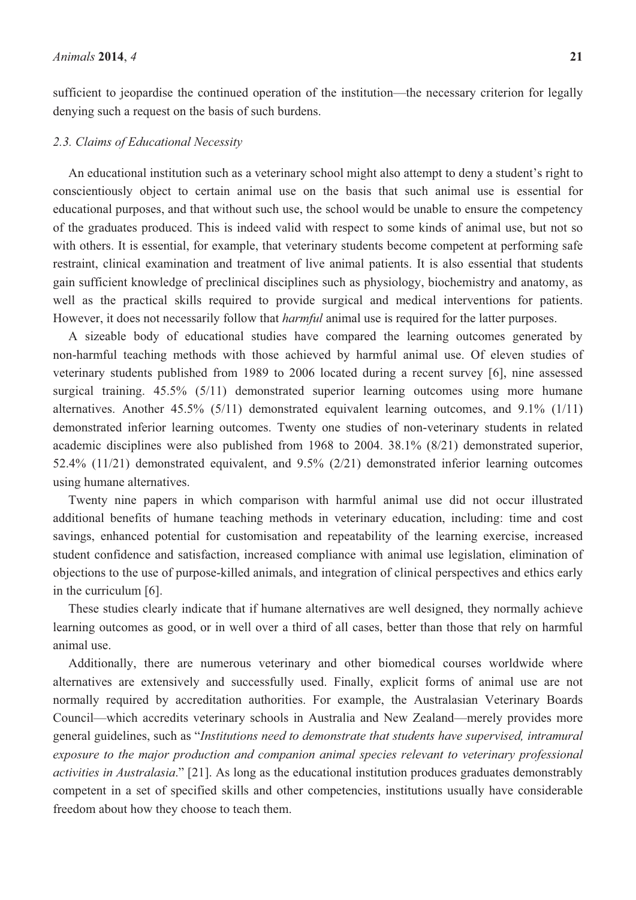sufficient to jeopardise the continued operation of the institution—the necessary criterion for legally denying such a request on the basis of such burdens.

### *2.3. Claims of Educational Necessity*

An educational institution such as a veterinary school might also attempt to deny a student's right to conscientiously object to certain animal use on the basis that such animal use is essential for educational purposes, and that without such use, the school would be unable to ensure the competency of the graduates produced. This is indeed valid with respect to some kinds of animal use, but not so with others. It is essential, for example, that veterinary students become competent at performing safe restraint, clinical examination and treatment of live animal patients. It is also essential that students gain sufficient knowledge of preclinical disciplines such as physiology, biochemistry and anatomy, as well as the practical skills required to provide surgical and medical interventions for patients. However, it does not necessarily follow that *harmful* animal use is required for the latter purposes.

A sizeable body of educational studies have compared the learning outcomes generated by non-harmful teaching methods with those achieved by harmful animal use. Of eleven studies of veterinary students published from 1989 to 2006 located during a recent survey [6], nine assessed surgical training. 45.5% (5/11) demonstrated superior learning outcomes using more humane alternatives. Another 45.5% (5/11) demonstrated equivalent learning outcomes, and 9.1% (1/11) demonstrated inferior learning outcomes. Twenty one studies of non-veterinary students in related academic disciplines were also published from 1968 to 2004. 38.1% (8/21) demonstrated superior, 52.4% (11/21) demonstrated equivalent, and 9.5% (2/21) demonstrated inferior learning outcomes using humane alternatives.

Twenty nine papers in which comparison with harmful animal use did not occur illustrated additional benefits of humane teaching methods in veterinary education, including: time and cost savings, enhanced potential for customisation and repeatability of the learning exercise, increased student confidence and satisfaction, increased compliance with animal use legislation, elimination of objections to the use of purpose-killed animals, and integration of clinical perspectives and ethics early in the curriculum [6].

These studies clearly indicate that if humane alternatives are well designed, they normally achieve learning outcomes as good, or in well over a third of all cases, better than those that rely on harmful animal use.

Additionally, there are numerous veterinary and other biomedical courses worldwide where alternatives are extensively and successfully used. Finally, explicit forms of animal use are not normally required by accreditation authorities. For example, the Australasian Veterinary Boards Council—which accredits veterinary schools in Australia and New Zealand—merely provides more general guidelines, such as "*Institutions need to demonstrate that students have supervised, intramural exposure to the major production and companion animal species relevant to veterinary professional activities in Australasia*." [21]. As long as the educational institution produces graduates demonstrably competent in a set of specified skills and other competencies, institutions usually have considerable freedom about how they choose to teach them.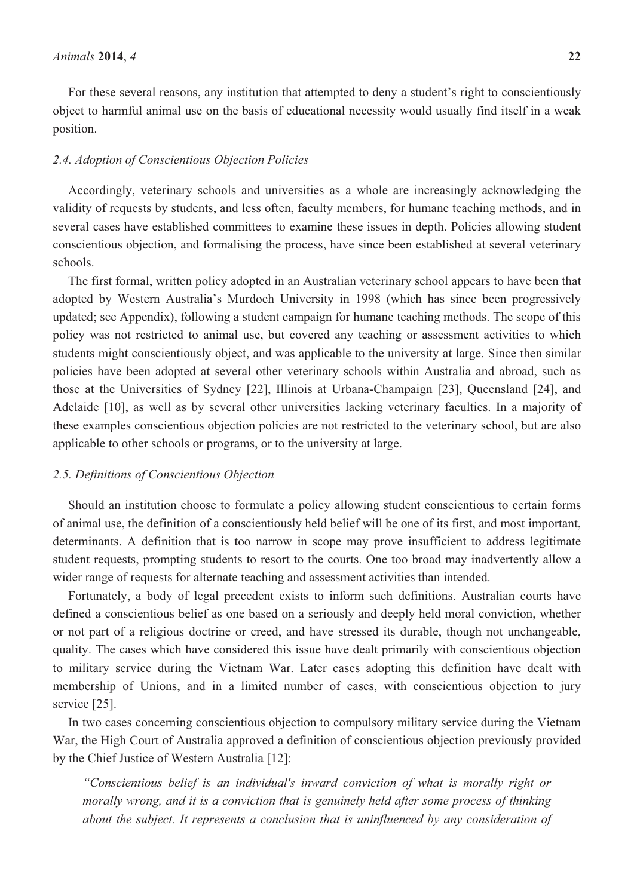For these several reasons, any institution that attempted to deny a student's right to conscientiously object to harmful animal use on the basis of educational necessity would usually find itself in a weak position.

### *2.4. Adoption of Conscientious Objection Policies*

Accordingly, veterinary schools and universities as a whole are increasingly acknowledging the validity of requests by students, and less often, faculty members, for humane teaching methods, and in several cases have established committees to examine these issues in depth. Policies allowing student conscientious objection, and formalising the process, have since been established at several veterinary schools.

The first formal, written policy adopted in an Australian veterinary school appears to have been that adopted by Western Australia's Murdoch University in 1998 (which has since been progressively updated; see Appendix), following a student campaign for humane teaching methods. The scope of this policy was not restricted to animal use, but covered any teaching or assessment activities to which students might conscientiously object, and was applicable to the university at large. Since then similar policies have been adopted at several other veterinary schools within Australia and abroad, such as those at the Universities of Sydney [22], Illinois at Urbana-Champaign [23], Queensland [24], and Adelaide [10], as well as by several other universities lacking veterinary faculties. In a majority of these examples conscientious objection policies are not restricted to the veterinary school, but are also applicable to other schools or programs, or to the university at large.

### *2.5. Definitions of Conscientious Objection*

Should an institution choose to formulate a policy allowing student conscientious to certain forms of animal use, the definition of a conscientiously held belief will be one of its first, and most important, determinants. A definition that is too narrow in scope may prove insufficient to address legitimate student requests, prompting students to resort to the courts. One too broad may inadvertently allow a wider range of requests for alternate teaching and assessment activities than intended.

Fortunately, a body of legal precedent exists to inform such definitions. Australian courts have defined a conscientious belief as one based on a seriously and deeply held moral conviction, whether or not part of a religious doctrine or creed, and have stressed its durable, though not unchangeable, quality. The cases which have considered this issue have dealt primarily with conscientious objection to military service during the Vietnam War. Later cases adopting this definition have dealt with membership of Unions, and in a limited number of cases, with conscientious objection to jury service [25].

In two cases concerning conscientious objection to compulsory military service during the Vietnam War, the High Court of Australia approved a definition of conscientious objection previously provided by the Chief Justice of Western Australia [12]:

> *"Conscientious belief is an individual's inward conviction of what is morally right or morally wrong, and it is a conviction that is genuinely held after some process of thinking about the subject. It represents a conclusion that is uninfluenced by any consideration of*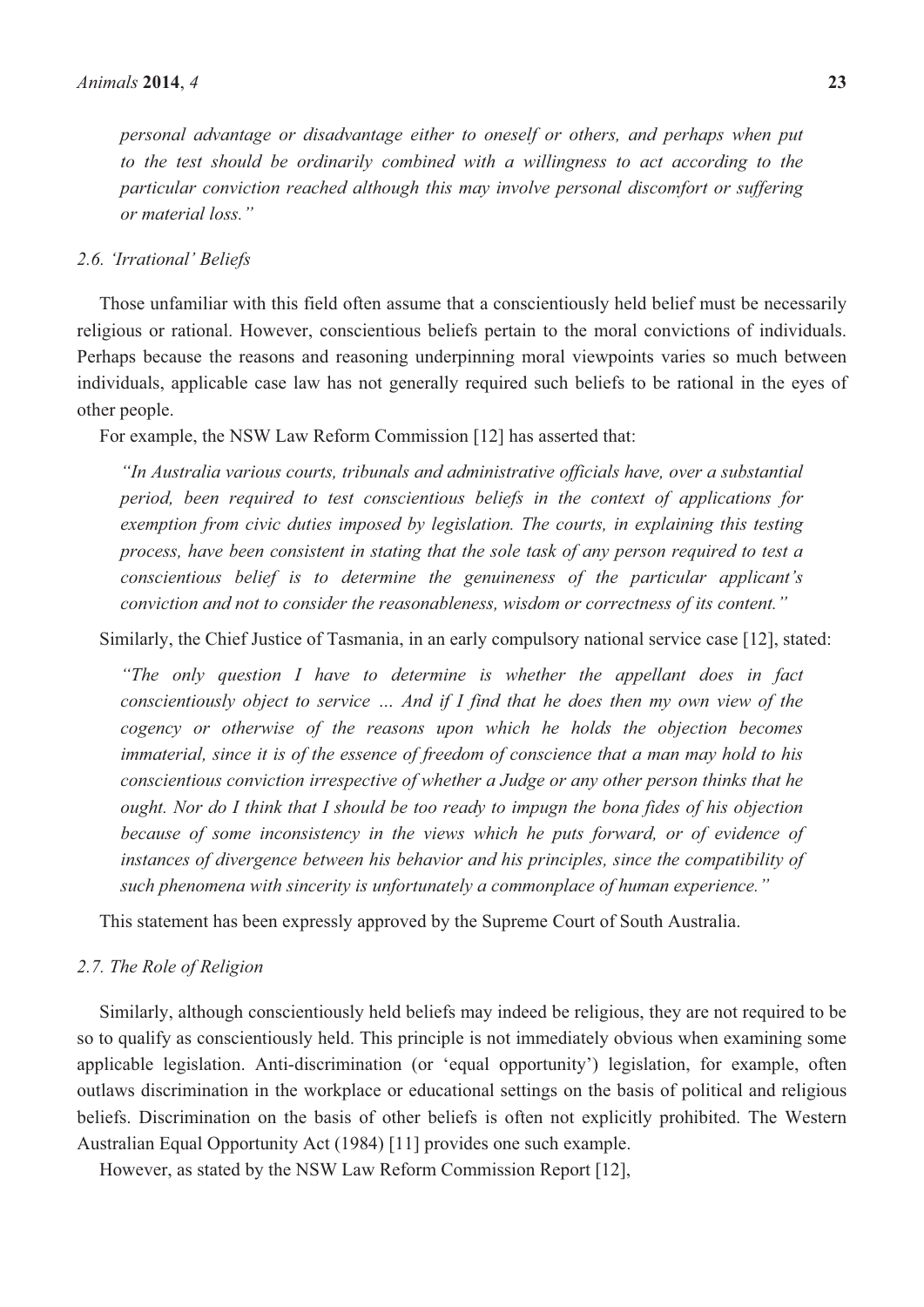*personal advantage or disadvantage either to oneself or others, and perhaps when put to the test should be ordinarily combined with a willingness to act according to the particular conviction reached although this may involve personal discomfort or suffering or material loss."*

### 2.6. 'Irrational' Beliefs

Those unfamiliar with this field often assume that a conscientiously held belief must be necessarily religious or rational. However, conscientious beliefs pertain to the moral convictions of individuals. Perhaps because the reasons and reasoning underpinning moral viewpoints varies so much between individuals, applicable case law has not generally required such beliefs to be rational in the eyes of other people.

For example, the NSW Law Reform Commission [12] has asserted that:

> *"In Australia various courts, tribunals and administrative officials have, over a substantial period, been required to test conscientious beliefs in the context of applications for exemption from civic duties imposed by legislation. The courts, in explaining this testing process, have been consistent in stating that the sole task of any person required to test a conscientious belief is to determine the genuineness of the particular applicant's conviction and not to consider the reasonableness, wisdom or correctness of its content."*

Similarly, the Chief Justice of Tasmania, in an early compulsory national service case [12], stated:

> *"The only question I have to determine is whether the appellant does in fact conscientiously object to service … And if I find that he does then my own view of the cogency or otherwise of the reasons upon which he holds the objection becomes immaterial, since it is of the essence of freedom of conscience that a man may hold to his conscientious conviction irrespective of whether a Judge or any other person thinks that he ought. Nor do I think that I should be too ready to impugn the bona fides of his objection because of some inconsistency in the views which he puts forward, or of evidence of instances of divergence between his behavior and his principles, since the compatibility of such phenomena with sincerity is unfortunately a commonplace of human experience."*

This statement has been expressly approved by the Supreme Court of South Australia.

### 2.7. The Role of Religion

Similarly, although conscientiously held beliefs may indeed be religious, they are not required to be so to qualify as conscientiously held. This principle is not immediately obvious when examining some applicable legislation. Anti-discrimination (or 'equal opportunity') legislation, for example, often outlaws discrimination in the workplace or educational settings on the basis of political and religious beliefs. Discrimination on the basis of other beliefs is often not explicitly prohibited. The Western Australian Equal Opportunity Act (1984) [11] provides one such example.

However, as stated by the NSW Law Reform Commission Report [12],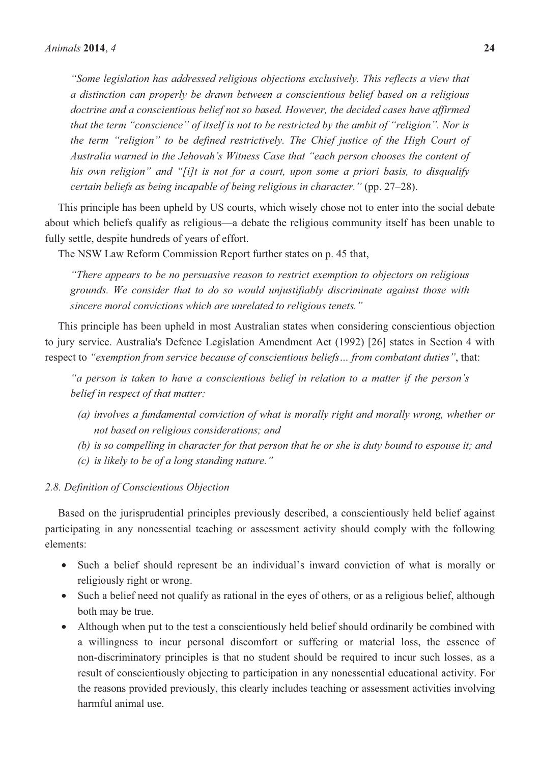*"Some legislation has addressed religious objections exclusively. This reflects a view that a distinction can properly be drawn between a conscientious belief based on a religious doctrine and a conscientious belief not so based. However, the decided cases have affirmed that the term "conscience" of itself is not to be restricted by the ambit of "religion". Nor is the term "religion" to be defined restrictively. The Chief justice of the High Court of Australia warned in the Jehovah's Witness Case that "each person chooses the content of his own religion" and "[i]t is not for a court, upon some a priori basis, to disqualify certain beliefs as being incapable of being religious in character."* (pp. 27–28).

This principle has been upheld by US courts, which wisely chose not to enter into the social debate about which beliefs qualify as religious—a debate the religious community itself has been unable to fully settle, despite hundreds of years of effort.

The NSW Law Reform Commission Report further states on p. 45 that,

*"There appears to be no persuasive reason to restrict exemption to objectors on religious grounds. We consider that to do so would unjustifiably discriminate against those with sincere moral convictions which are unrelated to religious tenets."*

This principle has been upheld in most Australian states when considering conscientious objection to jury service. Australia's Defence Legislation Amendment Act (1992) [26] states in Section 4 with respect to *"exemption from service because of conscientious beliefs… from combatant duties"*, that:

*"a person is taken to have a conscientious belief in relation to a matter if the person's belief in respect of that matter:*

*(a) involves a fundamental conviction of what is morally right and morally wrong, whether or not based on religious considerations; and*

*(b) is so compelling in character for that person that he or she is duty bound to espouse it; and*

*(c) is likely to be of a long standing nature."*

### *2.8. Definition of Conscientious Objection*

Based on the jurisprudential principles previously described, a conscientiously held belief against participating in any nonessential teaching or assessment activity should comply with the following elements:

- Such a belief should represent be an individual's inward conviction of what is morally or religiously right or wrong.
- Such a belief need not qualify as rational in the eyes of others, or as a religious belief, although both may be true.
- Although when put to the test a conscientiously held belief should ordinarily be combined with a willingness to incur personal discomfort or suffering or material loss, the essence of non-discriminatory principles is that no student should be required to incur such losses, as a result of conscientiously objecting to participation in any nonessential educational activity. For the reasons provided previously, this clearly includes teaching or assessment activities involving harmful animal use.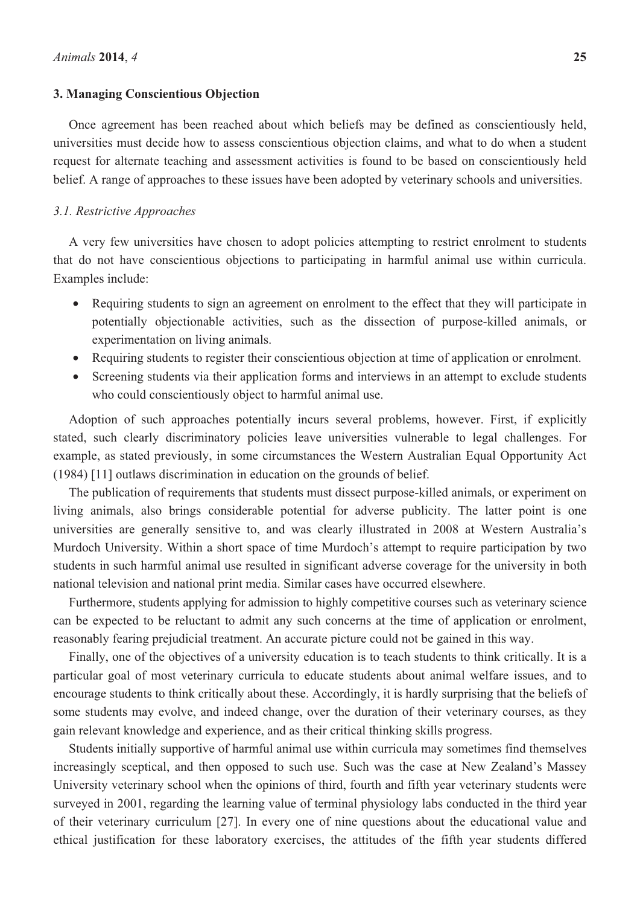## 3. Managing Conscientious Objection

Once agreement has been reached about which beliefs may be defined as conscientiously held, universities must decide how to assess conscientious objection claims, and what to do when a student request for alternate teaching and assessment activities is found to be based on conscientiously held belief. A range of approaches to these issues have been adopted by veterinary schools and universities.

### *3.1. Restrictive Approaches*

A very few universities have chosen to adopt policies attempting to restrict enrolment to students that do not have conscientious objections to participating in harmful animal use within curricula. Examples include:

- Requiring students to sign an agreement on enrolment to the effect that they will participate in potentially objectionable activities, such as the dissection of purpose-killed animals, or experimentation on living animals.
- Requiring students to register their conscientious objection at time of application or enrolment.
- Screening students via their application forms and interviews in an attempt to exclude students who could conscientiously object to harmful animal use.

Adoption of such approaches potentially incurs several problems, however. First, if explicitly stated, such clearly discriminatory policies leave universities vulnerable to legal challenges. For example, as stated previously, in some circumstances the Western Australian Equal Opportunity Act (1984) [11] outlaws discrimination in education on the grounds of belief.

The publication of requirements that students must dissect purpose-killed animals, or experiment on living animals, also brings considerable potential for adverse publicity. The latter point is one universities are generally sensitive to, and was clearly illustrated in 2008 at Western Australia's Murdoch University. Within a short space of time Murdoch's attempt to require participation by two students in such harmful animal use resulted in significant adverse coverage for the university in both national television and national print media. Similar cases have occurred elsewhere.

Furthermore, students applying for admission to highly competitive courses such as veterinary science can be expected to be reluctant to admit any such concerns at the time of application or enrolment, reasonably fearing prejudicial treatment. An accurate picture could not be gained in this way.

Finally, one of the objectives of a university education is to teach students to think critically. It is a particular goal of most veterinary curricula to educate students about animal welfare issues, and to encourage students to think critically about these. Accordingly, it is hardly surprising that the beliefs of some students may evolve, and indeed change, over the duration of their veterinary courses, as they gain relevant knowledge and experience, and as their critical thinking skills progress.

Students initially supportive of harmful animal use within curricula may sometimes find themselves increasingly sceptical, and then opposed to such use. Such was the case at New Zealand's Massey University veterinary school when the opinions of third, fourth and fifth year veterinary students were surveyed in 2001, regarding the learning value of terminal physiology labs conducted in the third year of their veterinary curriculum [27]. In every one of nine questions about the educational value and ethical justification for these laboratory exercises, the attitudes of the fifth year students differed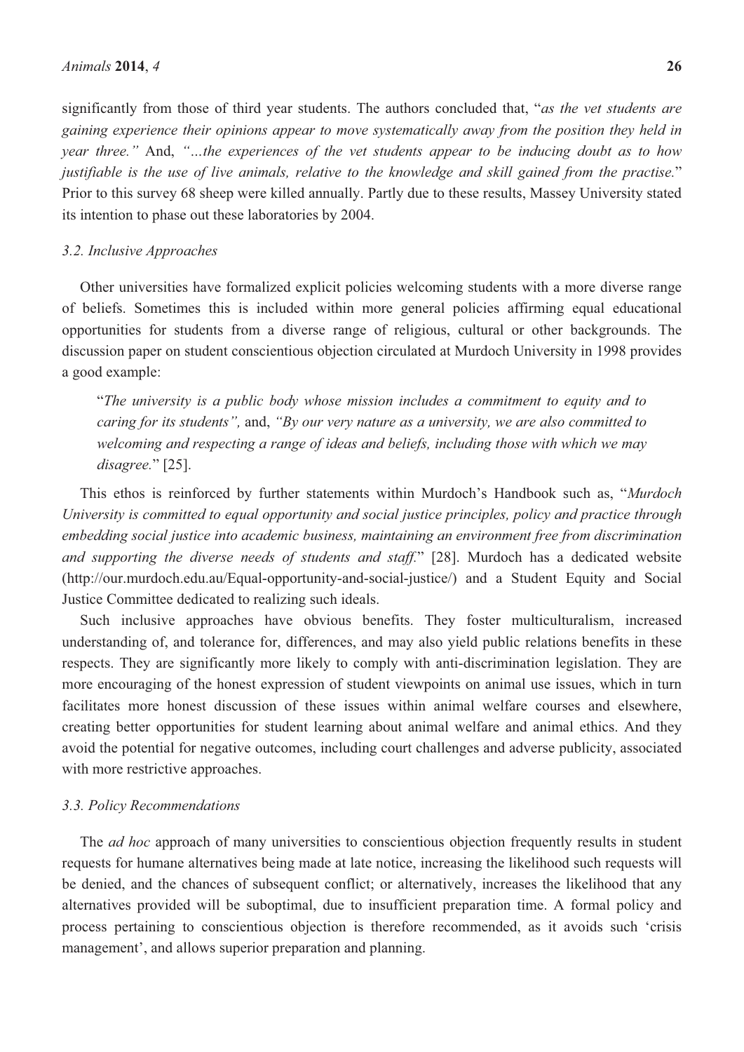significantly from those of third year students. The authors concluded that, "*as the vet students are gaining experience their opinions appear to move systematically away from the position they held in year three.*" And, *"…the experiences of the vet students appear to be inducing doubt as to how justifiable is the use of live animals, relative to the knowledge and skill gained from the practise.*" Prior to this survey 68 sheep were killed annually. Partly due to these results, Massey University stated its intention to phase out these laboratories by 2004.

### 3.2. Inclusive Approaches

Other universities have formalized explicit policies welcoming students with a more diverse range of beliefs. Sometimes this is included within more general policies affirming equal educational opportunities for students from a diverse range of religious, cultural or other backgrounds. The discussion paper on student conscientious objection circulated at Murdoch University in 1998 provides a good example:

> "*The university is a public body whose mission includes a commitment to equity and to caring for its students",* and, *"By our very nature as a university, we are also committed to welcoming and respecting a range of ideas and beliefs, including those with which we may disagree.*" [25].

This ethos is reinforced by further statements within Murdoch's Handbook such as, "*Murdoch University is committed to equal opportunity and social justice principles, policy and practice through embedding social justice into academic business, maintaining an environment free from discrimination and supporting the diverse needs of students and staff.*" [28]. Murdoch has a dedicated website (http://our.murdoch.edu.au/Equal-opportunity-and-social-justice/) and a Student Equity and Social Justice Committee dedicated to realizing such ideals.

Such inclusive approaches have obvious benefits. They foster multiculturalism, increased understanding of, and tolerance for, differences, and may also yield public relations benefits in these respects. They are significantly more likely to comply with anti-discrimination legislation. They are more encouraging of the honest expression of student viewpoints on animal use issues, which in turn facilitates more honest discussion of these issues within animal welfare courses and elsewhere, creating better opportunities for student learning about animal welfare and animal ethics. And they avoid the potential for negative outcomes, including court challenges and adverse publicity, associated with more restrictive approaches.

### 3.3. Policy Recommendations

The *ad hoc* approach of many universities to conscientious objection frequently results in student requests for humane alternatives being made at late notice, increasing the likelihood such requests will be denied, and the chances of subsequent conflict; or alternatively, increases the likelihood that any alternatives provided will be suboptimal, due to insufficient preparation time. A formal policy and process pertaining to conscientious objection is therefore recommended, as it avoids such 'crisis management', and allows superior preparation and planning.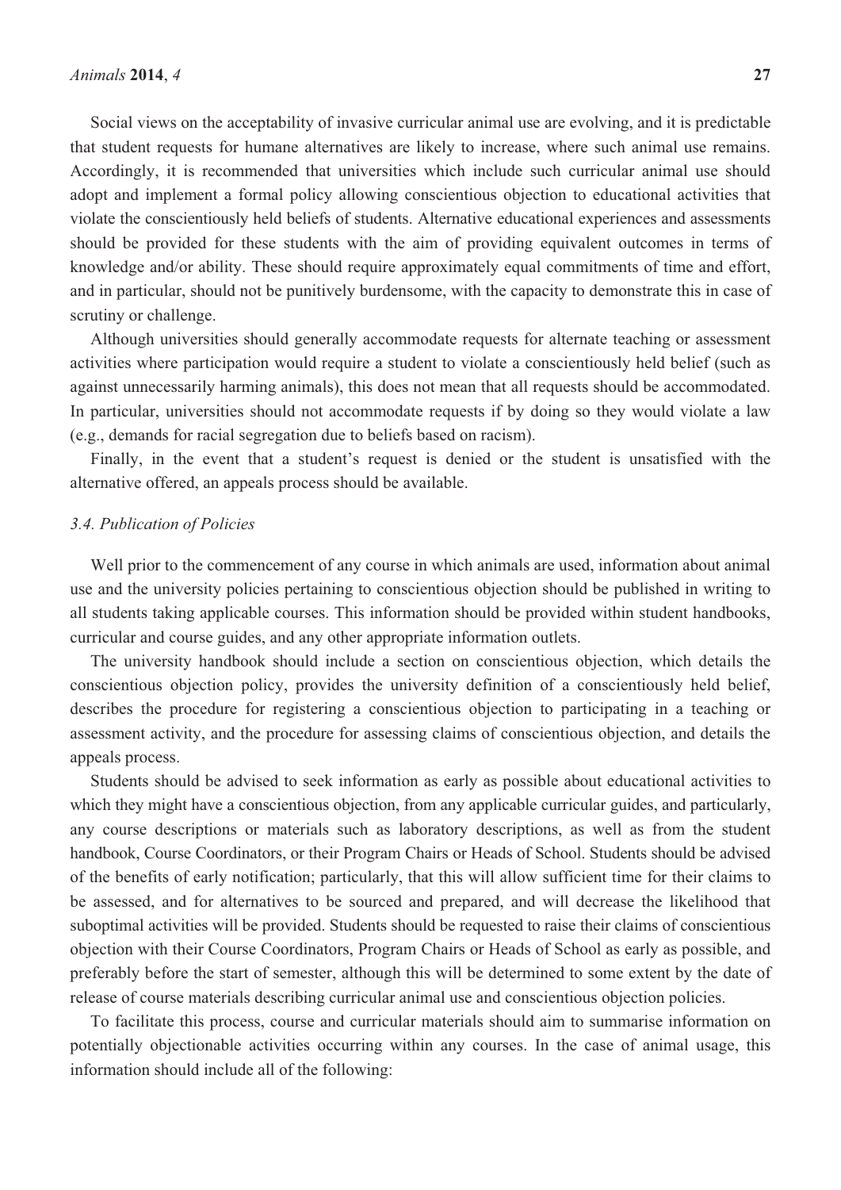Social views on the acceptability of invasive curricular animal use are evolving, and it is predictable that student requests for humane alternatives are likely to increase, where such animal use remains. Accordingly, it is recommended that universities which include such curricular animal use should adopt and implement a formal policy allowing conscientious objection to educational activities that violate the conscientiously held beliefs of students. Alternative educational experiences and assessments should be provided for these students with the aim of providing equivalent outcomes in terms of knowledge and/or ability. These should require approximately equal commitments of time and effort, and in particular, should not be punitively burdensome, with the capacity to demonstrate this in case of scrutiny or challenge.

Although universities should generally accommodate requests for alternate teaching or assessment activities where participation would require a student to violate a conscientiously held belief (such as against unnecessarily harming animals), this does not mean that all requests should be accommodated. In particular, universities should not accommodate requests if by doing so they would violate a law (e.g., demands for racial segregation due to beliefs based on racism).

Finally, in the event that a student's request is denied or the student is unsatisfied with the alternative offered, an appeals process should be available.

### *3.4. Publication of Policies*

Well prior to the commencement of any course in which animals are used, information about animal use and the university policies pertaining to conscientious objection should be published in writing to all students taking applicable courses. This information should be provided within student handbooks, curricular and course guides, and any other appropriate information outlets.

The university handbook should include a section on conscientious objection, which details the conscientious objection policy, provides the university definition of a conscientiously held belief, describes the procedure for registering a conscientious objection to participating in a teaching or assessment activity, and the procedure for assessing claims of conscientious objection, and details the appeals process.

Students should be advised to seek information as early as possible about educational activities to which they might have a conscientious objection, from any applicable curricular guides, and particularly, any course descriptions or materials such as laboratory descriptions, as well as from the student handbook, Course Coordinators, or their Program Chairs or Heads of School. Students should be advised of the benefits of early notification; particularly, that this will allow sufficient time for their claims to be assessed, and for alternatives to be sourced and prepared, and will decrease the likelihood that suboptimal activities will be provided. Students should be requested to raise their claims of conscientious objection with their Course Coordinators, Program Chairs or Heads of School as early as possible, and preferably before the start of semester, although this will be determined to some extent by the date of release of course materials describing curricular animal use and conscientious objection policies.

To facilitate this process, course and curricular materials should aim to summarise information on potentially objectionable activities occurring within any courses. In the case of animal usage, this information should include all of the following: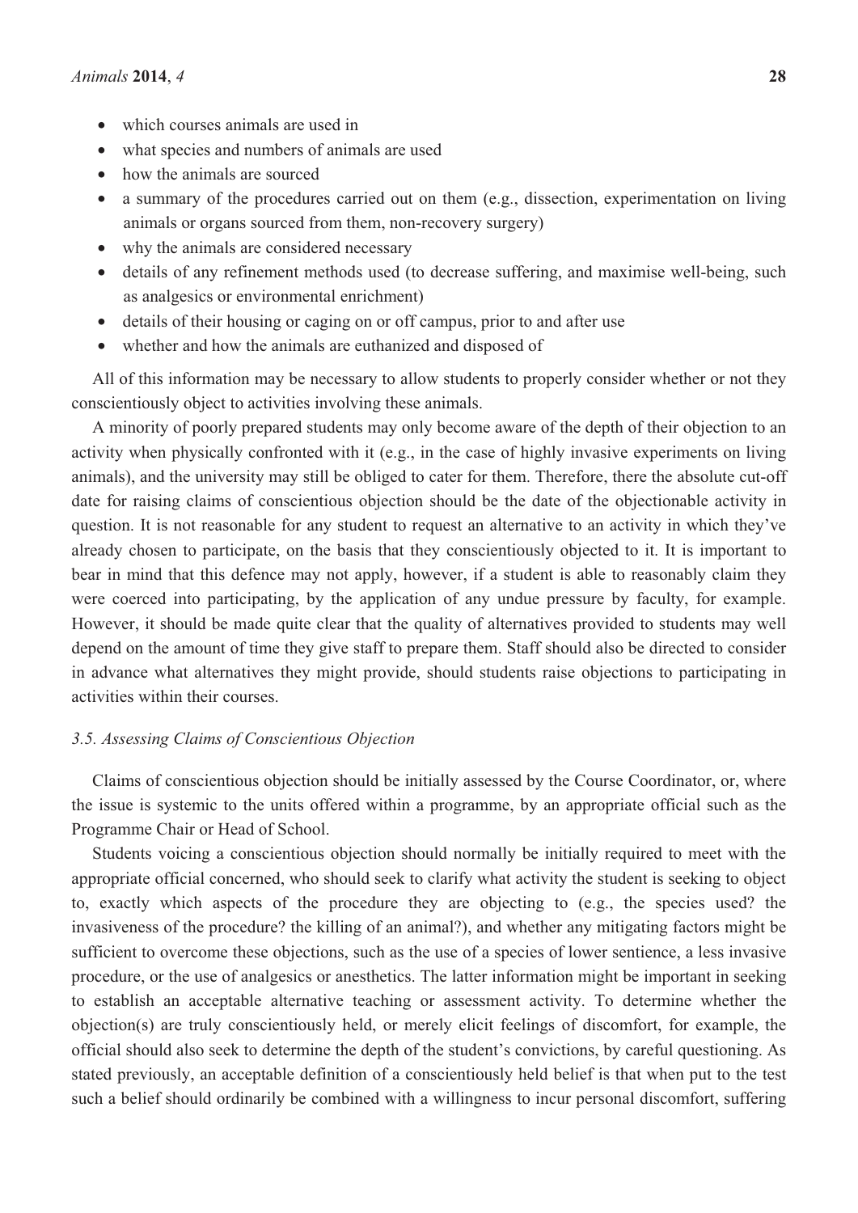- which courses animals are used in
- what species and numbers of animals are used
- how the animals are sourced
- a summary of the procedures carried out on them (e.g., dissection, experimentation on living animals or organs sourced from them, non-recovery surgery)
- why the animals are considered necessary
- details of any refinement methods used (to decrease suffering, and maximise well-being, such as analgesics or environmental enrichment)
- details of their housing or caging on or off campus, prior to and after use
- whether and how the animals are euthanized and disposed of

All of this information may be necessary to allow students to properly consider whether or not they conscientiously object to activities involving these animals.

A minority of poorly prepared students may only become aware of the depth of their objection to an activity when physically confronted with it (e.g., in the case of highly invasive experiments on living animals), and the university may still be obliged to cater for them. Therefore, there the absolute cut-off date for raising claims of conscientious objection should be the date of the objectionable activity in question. It is not reasonable for any student to request an alternative to an activity in which they've already chosen to participate, on the basis that they conscientiously objected to it. It is important to bear in mind that this defence may not apply, however, if a student is able to reasonably claim they were coerced into participating, by the application of any undue pressure by faculty, for example. However, it should be made quite clear that the quality of alternatives provided to students may well depend on the amount of time they give staff to prepare them. Staff should also be directed to consider in advance what alternatives they might provide, should students raise objections to participating in activities within their courses.

### *3.5. Assessing Claims of Conscientious Objection*

Claims of conscientious objection should be initially assessed by the Course Coordinator, or, where the issue is systemic to the units offered within a programme, by an appropriate official such as the Programme Chair or Head of School.

Students voicing a conscientious objection should normally be initially required to meet with the appropriate official concerned, who should seek to clarify what activity the student is seeking to object to, exactly which aspects of the procedure they are objecting to (e.g., the species used? the invasiveness of the procedure? the killing of an animal?), and whether any mitigating factors might be sufficient to overcome these objections, such as the use of a species of lower sentience, a less invasive procedure, or the use of analgesics or anesthetics. The latter information might be important in seeking to establish an acceptable alternative teaching or assessment activity. To determine whether the objection(s) are truly conscientiously held, or merely elicit feelings of discomfort, for example, the official should also seek to determine the depth of the student's convictions, by careful questioning. As stated previously, an acceptable definition of a conscientiously held belief is that when put to the test such a belief should ordinarily be combined with a willingness to incur personal discomfort, suffering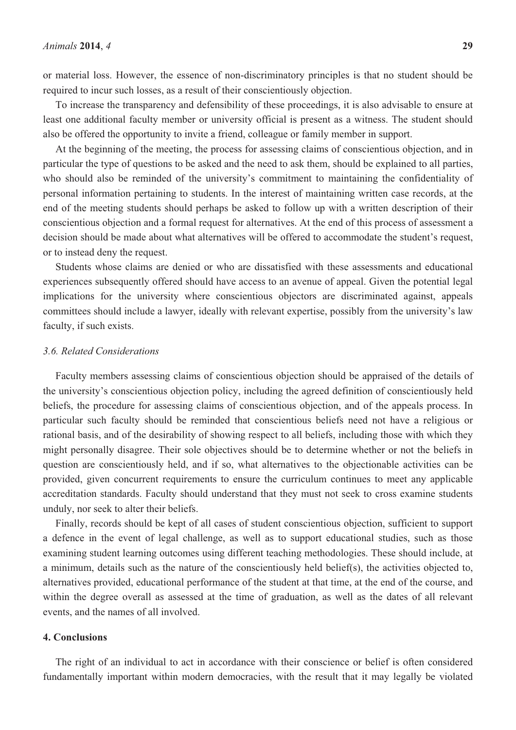or material loss. However, the essence of non-discriminatory principles is that no student should be required to incur such losses, as a result of their conscientiously objection.

To increase the transparency and defensibility of these proceedings, it is also advisable to ensure at least one additional faculty member or university official is present as a witness. The student should also be offered the opportunity to invite a friend, colleague or family member in support.

At the beginning of the meeting, the process for assessing claims of conscientious objection, and in particular the type of questions to be asked and the need to ask them, should be explained to all parties, who should also be reminded of the university's commitment to maintaining the confidentiality of personal information pertaining to students. In the interest of maintaining written case records, at the end of the meeting students should perhaps be asked to follow up with a written description of their conscientious objection and a formal request for alternatives. At the end of this process of assessment a decision should be made about what alternatives will be offered to accommodate the student's request, or to instead deny the request.

Students whose claims are denied or who are dissatisfied with these assessments and educational experiences subsequently offered should have access to an avenue of appeal. Given the potential legal implications for the university where conscientious objectors are discriminated against, appeals committees should include a lawyer, ideally with relevant expertise, possibly from the university's law faculty, if such exists.

### *3.6. Related Considerations*

Faculty members assessing claims of conscientious objection should be appraised of the details of the university's conscientious objection policy, including the agreed definition of conscientiously held beliefs, the procedure for assessing claims of conscientious objection, and of the appeals process. In particular such faculty should be reminded that conscientious beliefs need not have a religious or rational basis, and of the desirability of showing respect to all beliefs, including those with which they might personally disagree. Their sole objectives should be to determine whether or not the beliefs in question are conscientiously held, and if so, what alternatives to the objectionable activities can be provided, given concurrent requirements to ensure the curriculum continues to meet any applicable accreditation standards. Faculty should understand that they must not seek to cross examine students unduly, nor seek to alter their beliefs.

Finally, records should be kept of all cases of student conscientious objection, sufficient to support a defence in the event of legal challenge, as well as to support educational studies, such as those examining student learning outcomes using different teaching methodologies. These should include, at a minimum, details such as the nature of the conscientiously held belief(s), the activities objected to, alternatives provided, educational performance of the student at that time, at the end of the course, and within the degree overall as assessed at the time of graduation, as well as the dates of all relevant events, and the names of all involved.

## 4. Conclusions

The right of an individual to act in accordance with their conscience or belief is often considered fundamentally important within modern democracies, with the result that it may legally be violated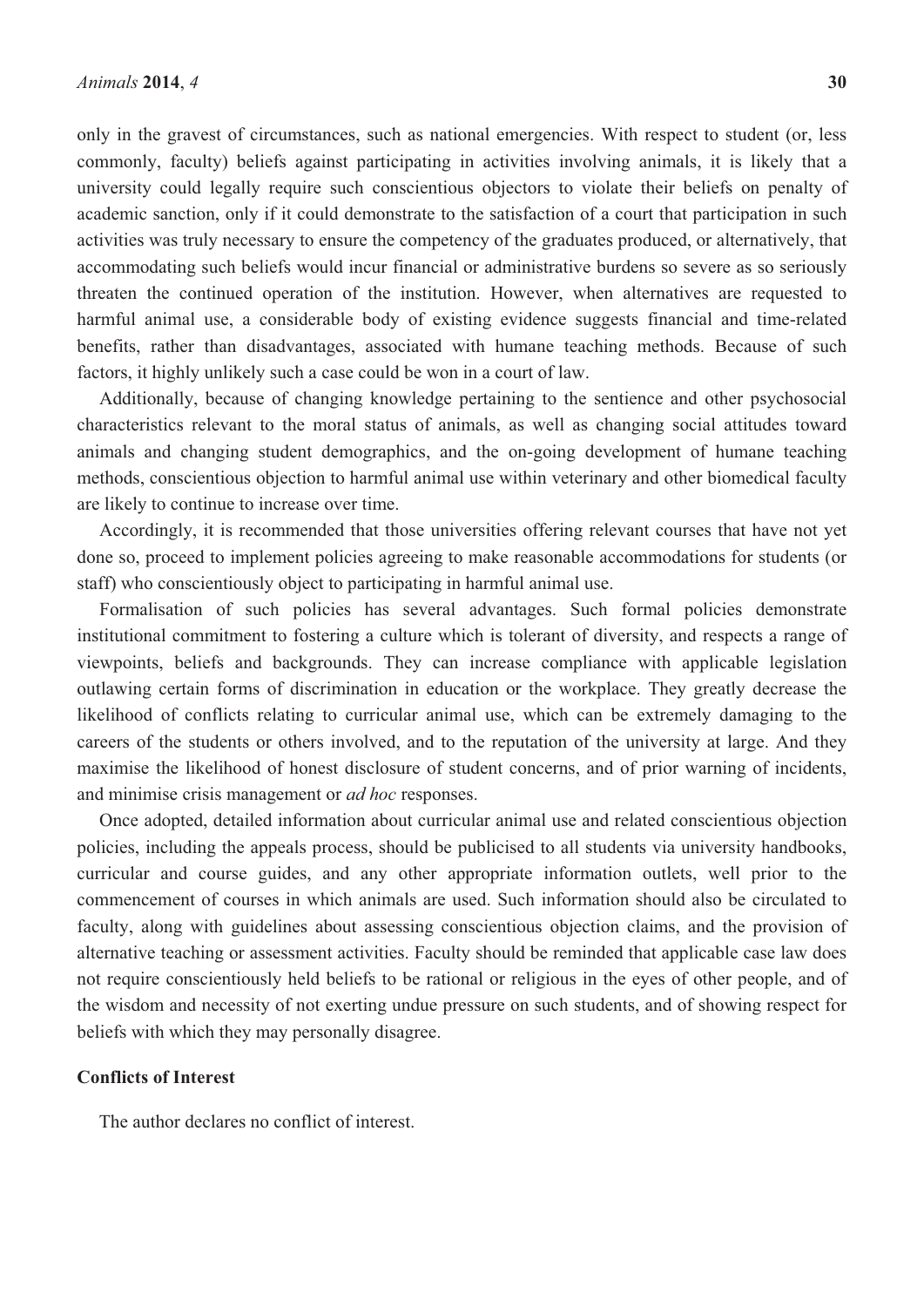only in the gravest of circumstances, such as national emergencies. With respect to student (or, less commonly, faculty) beliefs against participating in activities involving animals, it is likely that a university could legally require such conscientious objectors to violate their beliefs on penalty of academic sanction, only if it could demonstrate to the satisfaction of a court that participation in such activities was truly necessary to ensure the competency of the graduates produced, or alternatively, that accommodating such beliefs would incur financial or administrative burdens so severe as so seriously threaten the continued operation of the institution. However, when alternatives are requested to harmful animal use, a considerable body of existing evidence suggests financial and time-related benefits, rather than disadvantages, associated with humane teaching methods. Because of such factors, it highly unlikely such a case could be won in a court of law.

Additionally, because of changing knowledge pertaining to the sentience and other psychosocial characteristics relevant to the moral status of animals, as well as changing social attitudes toward animals and changing student demographics, and the on-going development of humane teaching methods, conscientious objection to harmful animal use within veterinary and other biomedical faculty are likely to continue to increase over time.

Accordingly, it is recommended that those universities offering relevant courses that have not yet done so, proceed to implement policies agreeing to make reasonable accommodations for students (or staff) who conscientiously object to participating in harmful animal use.

Formalisation of such policies has several advantages. Such formal policies demonstrate institutional commitment to fostering a culture which is tolerant of diversity, and respects a range of viewpoints, beliefs and backgrounds. They can increase compliance with applicable legislation outlawing certain forms of discrimination in education or the workplace. They greatly decrease the likelihood of conflicts relating to curricular animal use, which can be extremely damaging to the careers of the students or others involved, and to the reputation of the university at large. And they maximise the likelihood of honest disclosure of student concerns, and of prior warning of incidents, and minimise crisis management or *ad hoc* responses.

Once adopted, detailed information about curricular animal use and related conscientious objection policies, including the appeals process, should be publicised to all students via university handbooks, curricular and course guides, and any other appropriate information outlets, well prior to the commencement of courses in which animals are used. Such information should also be circulated to faculty, along with guidelines about assessing conscientious objection claims, and the provision of alternative teaching or assessment activities. Faculty should be reminded that applicable case law does not require conscientiously held beliefs to be rational or religious in the eyes of other people, and of the wisdom and necessity of not exerting undue pressure on such students, and of showing respect for beliefs with which they may personally disagree.

**Conflicts of Interest**

The author declares no conflict of interest.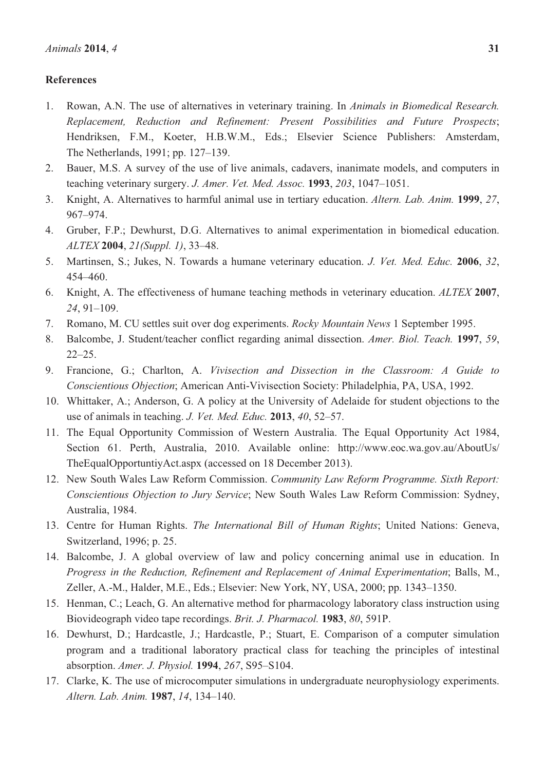## References

1. Rowan, A.N. The use of alternatives in veterinary training. In *Animals in Biomedical Research. Replacement, Reduction and Refinement: Present Possibilities and Future Prospects*; Hendriksen, F.M., Koeter, H.B.W.M., Eds.; Elsevier Science Publishers: Amsterdam, The Netherlands, 1991; pp. 127–139.
2. Bauer, M.S. A survey of the use of live animals, cadavers, inanimate models, and computers in teaching veterinary surgery. *J. Amer. Vet. Med. Assoc.* **1993**, *203*, 1047–1051.
3. Knight, A. Alternatives to harmful animal use in tertiary education. *Altern. Lab. Anim.* **1999**, *27*, 967–974.
4. Gruber, F.P.; Dewhurst, D.G. Alternatives to animal experimentation in biomedical education. *ALTEX* **2004**, *21(Suppl. 1)*, 33–48.
5. Martinsen, S.; Jukes, N. Towards a humane veterinary education. *J. Vet. Med. Educ.* **2006**, *32*, 454–460.
6. Knight, A. The effectiveness of humane teaching methods in veterinary education. *ALTEX* **2007**, *24*, 91–109.
7. Romano, M. CU settles suit over dog experiments. *Rocky Mountain News* 1 September 1995.
8. Balcombe, J. Student/teacher conflict regarding animal dissection. *Amer. Biol. Teach.* **1997**, *59*, 22–25.
9. Francione, G.; Charlton, A. *Vivisection and Dissection in the Classroom: A Guide to Conscientious Objection*; American Anti-Vivisection Society: Philadelphia, PA, USA, 1992.
10. Whittaker, A.; Anderson, G. A policy at the University of Adelaide for student objections to the use of animals in teaching. *J. Vet. Med. Educ.* **2013**, *40*, 52–57.
11. The Equal Opportunity Commission of Western Australia. The Equal Opportunity Act 1984, Section 61. Perth, Australia, 2010. Available online: http://www.eoc.wa.gov.au/AboutUs/TheEqualOpportuntiyAct.aspx (accessed on 18 December 2013).
12. New South Wales Law Reform Commission. *Community Law Reform Programme. Sixth Report: Conscientious Objection to Jury Service*; New South Wales Law Reform Commission: Sydney, Australia, 1984.
13. Centre for Human Rights. *The International Bill of Human Rights*; United Nations: Geneva, Switzerland, 1996; p. 25.
14. Balcombe, J. A global overview of law and policy concerning animal use in education. In *Progress in the Reduction, Refinement and Replacement of Animal Experimentation*; Balls, M., Zeller, A.-M., Halder, M.E., Eds.; Elsevier: New York, NY, USA, 2000; pp. 1343–1350.
15. Henman, C.; Leach, G. An alternative method for pharmacology laboratory class instruction using Biovideograph video tape recordings. *Brit. J. Pharmacol.* **1983**, *80*, 591P.
16. Dewhurst, D.; Hardcastle, J.; Hardcastle, P.; Stuart, E. Comparison of a computer simulation program and a traditional laboratory practical class for teaching the principles of intestinal absorption. *Amer. J. Physiol.* **1994**, *267*, S95–S104.
17. Clarke, K. The use of microcomputer simulations in undergraduate neurophysiology experiments. *Altern. Lab. Anim.* **1987**, *14*, 134–140.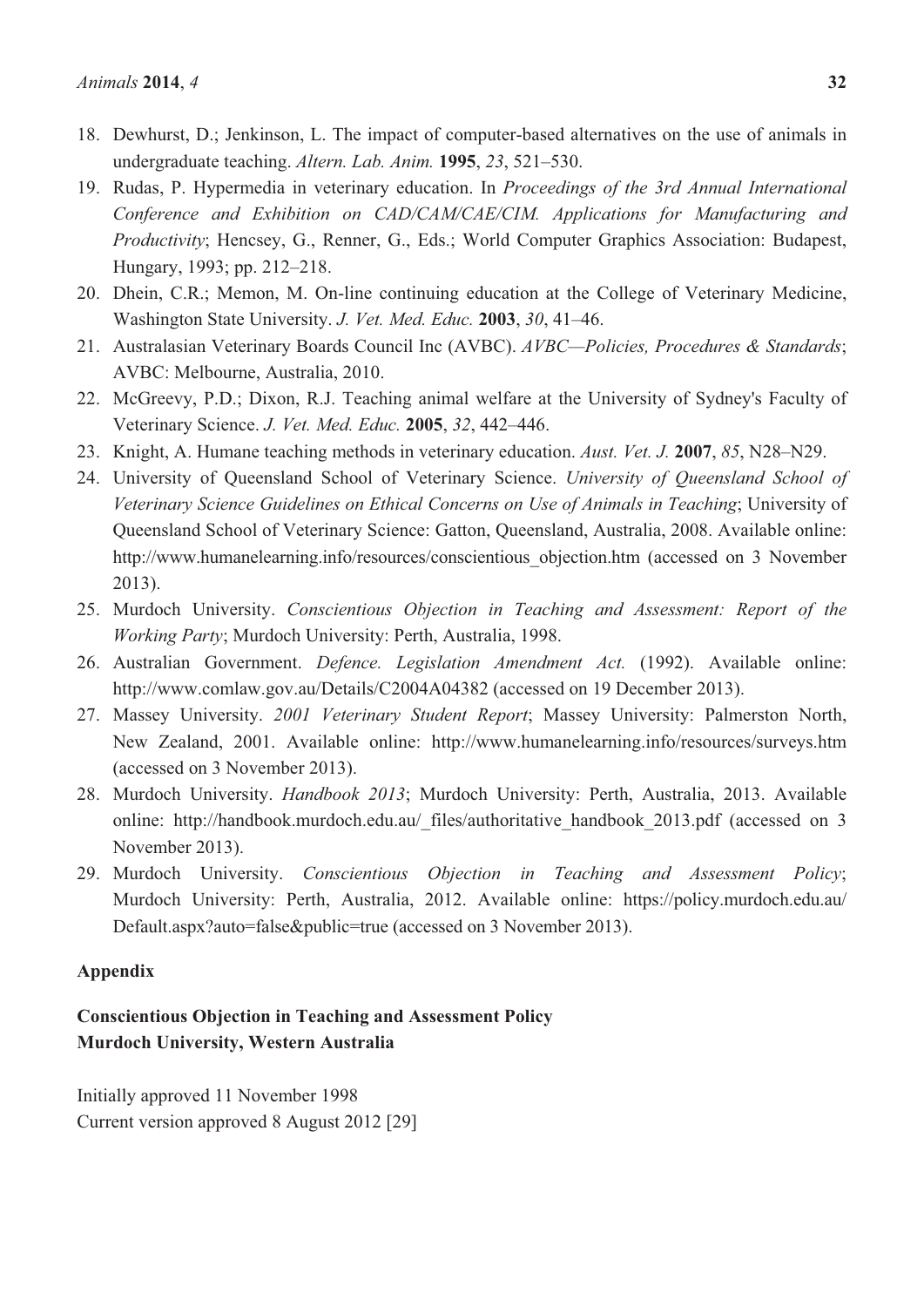18. Dewhurst, D.; Jenkinson, L. The impact of computer-based alternatives on the use of animals in undergraduate teaching. *Altern. Lab. Anim.* **1995**, *23*, 521–530.
19. Rudas, P. Hypermedia in veterinary education. In *Proceedings of the 3rd Annual International Conference and Exhibition on CAD/CAM/CAE/CIM. Applications for Manufacturing and Productivity*; Hencsey, G., Renner, G., Eds.; World Computer Graphics Association: Budapest, Hungary, 1993; pp. 212–218.
20. Dhein, C.R.; Memon, M. On-line continuing education at the College of Veterinary Medicine, Washington State University. *J. Vet. Med. Educ.* **2003**, *30*, 41–46.
21. Australasian Veterinary Boards Council Inc (AVBC). *AVBC—Policies, Procedures & Standards*; AVBC: Melbourne, Australia, 2010.
22. McGreevy, P.D.; Dixon, R.J. Teaching animal welfare at the University of Sydney's Faculty of Veterinary Science. *J. Vet. Med. Educ.* **2005**, *32*, 442–446.
23. Knight, A. Humane teaching methods in veterinary education. *Aust. Vet. J.* **2007**, *85*, N28–N29.
24. University of Queensland School of Veterinary Science. *University of Queensland School of Veterinary Science Guidelines on Ethical Concerns on Use of Animals in Teaching*; University of Queensland School of Veterinary Science: Gatton, Queensland, Australia, 2008. Available online: http://www.humanelearning.info/resources/conscientious_objection.htm (accessed on 3 November 2013).
25. Murdoch University. *Conscientious Objection in Teaching and Assessment: Report of the Working Party*; Murdoch University: Perth, Australia, 1998.
26. Australian Government. *Defence. Legislation Amendment Act.* (1992). Available online: http://www.comlaw.gov.au/Details/C2004A04382 (accessed on 19 December 2013).
27. Massey University. *2001 Veterinary Student Report*; Massey University: Palmerston North, New Zealand, 2001. Available online: http://www.humanelearning.info/resources/surveys.htm (accessed on 3 November 2013).
28. Murdoch University. *Handbook 2013*; Murdoch University: Perth, Australia, 2013. Available online: http://handbook.murdoch.edu.au/_files/authoritative_handbook_2013.pdf (accessed on 3 November 2013).
29. Murdoch University. *Conscientious Objection in Teaching and Assessment Policy*; Murdoch University: Perth, Australia, 2012. Available online: https://policy.murdoch.edu.au/Default.aspx?auto=false&public=true (accessed on 3 November 2013).

## Appendix

**Conscientious Objection in Teaching and Assessment Policy**
**Murdoch University, Western Australia**

Initially approved 11 November 1998
Current version approved 8 August 2012 [29]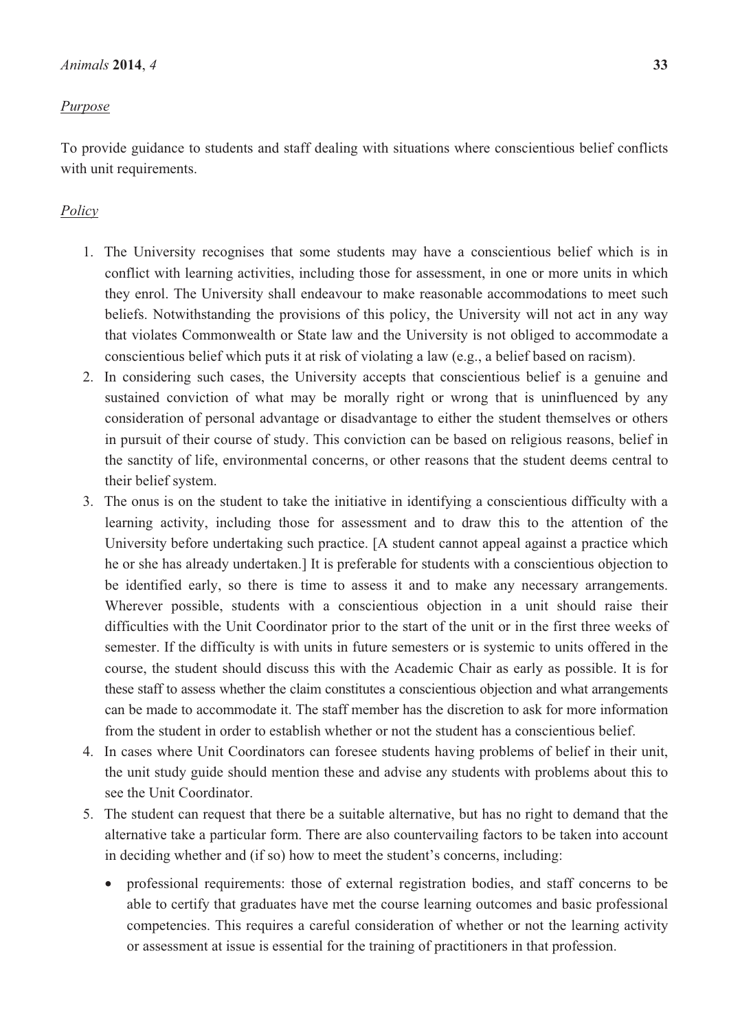*Purpose*

To provide guidance to students and staff dealing with situations where conscientious belief conflicts with unit requirements.

*Policy*

1. The University recognises that some students may have a conscientious belief which is in conflict with learning activities, including those for assessment, in one or more units in which they enrol. The University shall endeavour to make reasonable accommodations to meet such beliefs. Notwithstanding the provisions of this policy, the University will not act in any way that violates Commonwealth or State law and the University is not obliged to accommodate a conscientious belief which puts it at risk of violating a law (e.g., a belief based on racism).
2. In considering such cases, the University accepts that conscientious belief is a genuine and sustained conviction of what may be morally right or wrong that is uninfluenced by any consideration of personal advantage or disadvantage to either the student themselves or others in pursuit of their course of study. This conviction can be based on religious reasons, belief in the sanctity of life, environmental concerns, or other reasons that the student deems central to their belief system.
3. The onus is on the student to take the initiative in identifying a conscientious difficulty with a learning activity, including those for assessment and to draw this to the attention of the University before undertaking such practice. [A student cannot appeal against a practice which he or she has already undertaken.] It is preferable for students with a conscientious objection to be identified early, so there is time to assess it and to make any necessary arrangements. Wherever possible, students with a conscientious objection in a unit should raise their difficulties with the Unit Coordinator prior to the start of the unit or in the first three weeks of semester. If the difficulty is with units in future semesters or is systemic to units offered in the course, the student should discuss this with the Academic Chair as early as possible. It is for these staff to assess whether the claim constitutes a conscientious objection and what arrangements can be made to accommodate it. The staff member has the discretion to ask for more information from the student in order to establish whether or not the student has a conscientious belief.
4. In cases where Unit Coordinators can foresee students having problems of belief in their unit, the unit study guide should mention these and advise any students with problems about this to see the Unit Coordinator.
5. The student can request that there be a suitable alternative, but has no right to demand that the alternative take a particular form. There are also countervailing factors to be taken into account in deciding whether and (if so) how to meet the student's concerns, including:
    - professional requirements: those of external registration bodies, and staff concerns to be able to certify that graduates have met the course learning outcomes and basic professional competencies. This requires a careful consideration of whether or not the learning activity or assessment at issue is essential for the training of practitioners in that profession.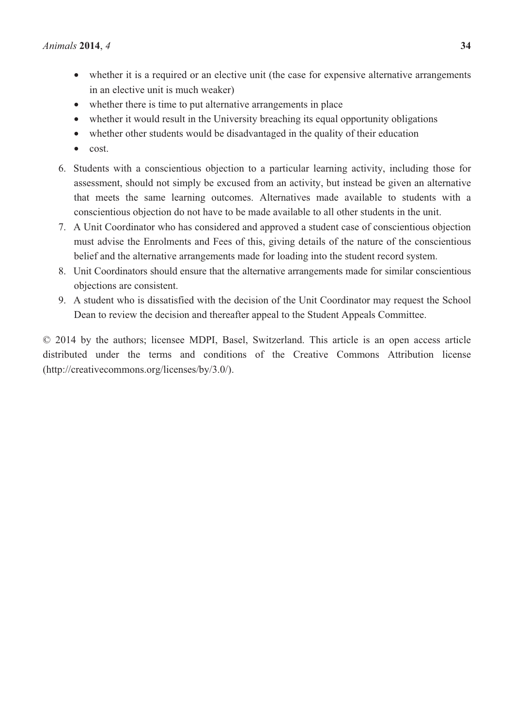- whether it is a required or an elective unit (the case for expensive alternative arrangements in an elective unit is much weaker)
- whether there is time to put alternative arrangements in place
- whether it would result in the University breaching its equal opportunity obligations
- whether other students would be disadvantaged in the quality of their education
- cost.

6. Students with a conscientious objection to a particular learning activity, including those for assessment, should not simply be excused from an activity, but instead be given an alternative that meets the same learning outcomes. Alternatives made available to students with a conscientious objection do not have to be made available to all other students in the unit.
7. A Unit Coordinator who has considered and approved a student case of conscientious objection must advise the Enrolments and Fees of this, giving details of the nature of the conscientious belief and the alternative arrangements made for loading into the student record system.
8. Unit Coordinators should ensure that the alternative arrangements made for similar conscientious objections are consistent.
9. A student who is dissatisfied with the decision of the Unit Coordinator may request the School Dean to review the decision and thereafter appeal to the Student Appeals Committee.

© 2014 by the authors; licensee MDPI, Basel, Switzerland. This article is an open access article distributed under the terms and conditions of the Creative Commons Attribution license (http://creativecommons.org/licenses/by/3.0/).